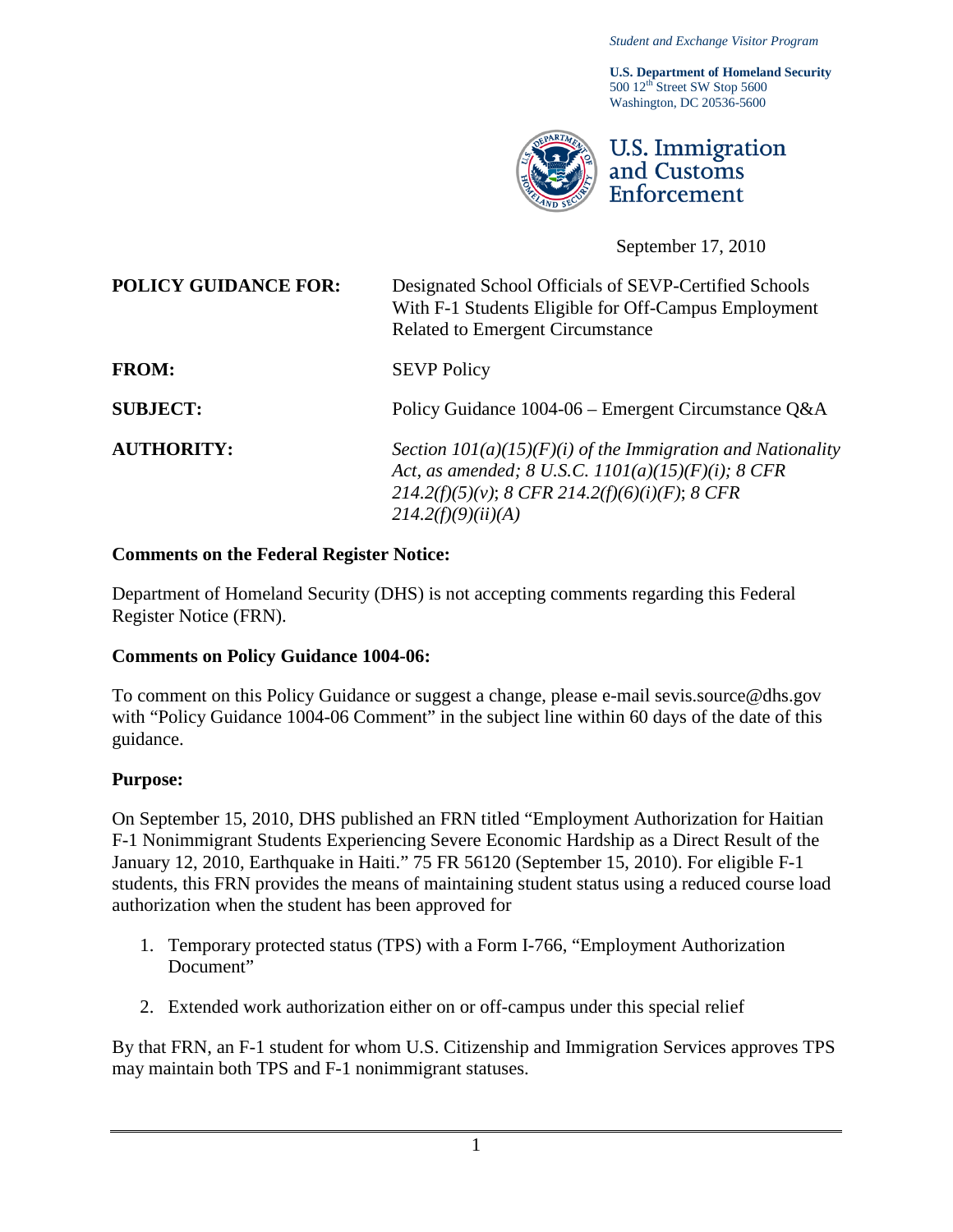*Student and Exchange Visitor Program*

**U.S. Department of Homeland Security**
500 12th Street SW Stop 5600
Washington, DC 20536-5600

U.S. Immigration and Customs Enforcement

September 17, 2010

| | |
|---|---|
| **POLICY GUIDANCE FOR:** | Designated School Officials of SEVP-Certified Schools With F-1 Students Eligible for Off-Campus Employment Related to Emergent Circumstance |
| **FROM:** | SEVP Policy |
| **SUBJECT:** | Policy Guidance 1004-06 – Emergent Circumstance Q&A |
| **AUTHORITY:** | *Section 101(a)(15)(F)(i) of the Immigration and Nationality Act, as amended; 8 U.S.C. 1101(a)(15)(F)(i); 8 CFR 214.2(f)(5)(v); 8 CFR 214.2(f)(6)(i)(F); 8 CFR 214.2(f)(9)(ii)(A)* |

**Comments on the Federal Register Notice:**

Department of Homeland Security (DHS) is not accepting comments regarding this Federal Register Notice (FRN).

**Comments on Policy Guidance 1004-06:**

To comment on this Policy Guidance or suggest a change, please e-mail sevis.source@dhs.gov with "Policy Guidance 1004-06 Comment" in the subject line within 60 days of the date of this guidance.

**Purpose:**

On September 15, 2010, DHS published an FRN titled "Employment Authorization for Haitian F-1 Nonimmigrant Students Experiencing Severe Economic Hardship as a Direct Result of the January 12, 2010, Earthquake in Haiti." 75 FR 56120 (September 15, 2010). For eligible F-1 students, this FRN provides the means of maintaining student status using a reduced course load authorization when the student has been approved for

1. Temporary protected status (TPS) with a Form I-766, "Employment Authorization Document"
2. Extended work authorization either on or off-campus under this special relief

By that FRN, an F-1 student for whom U.S. Citizenship and Immigration Services approves TPS may maintain both TPS and F-1 nonimmigrant statuses.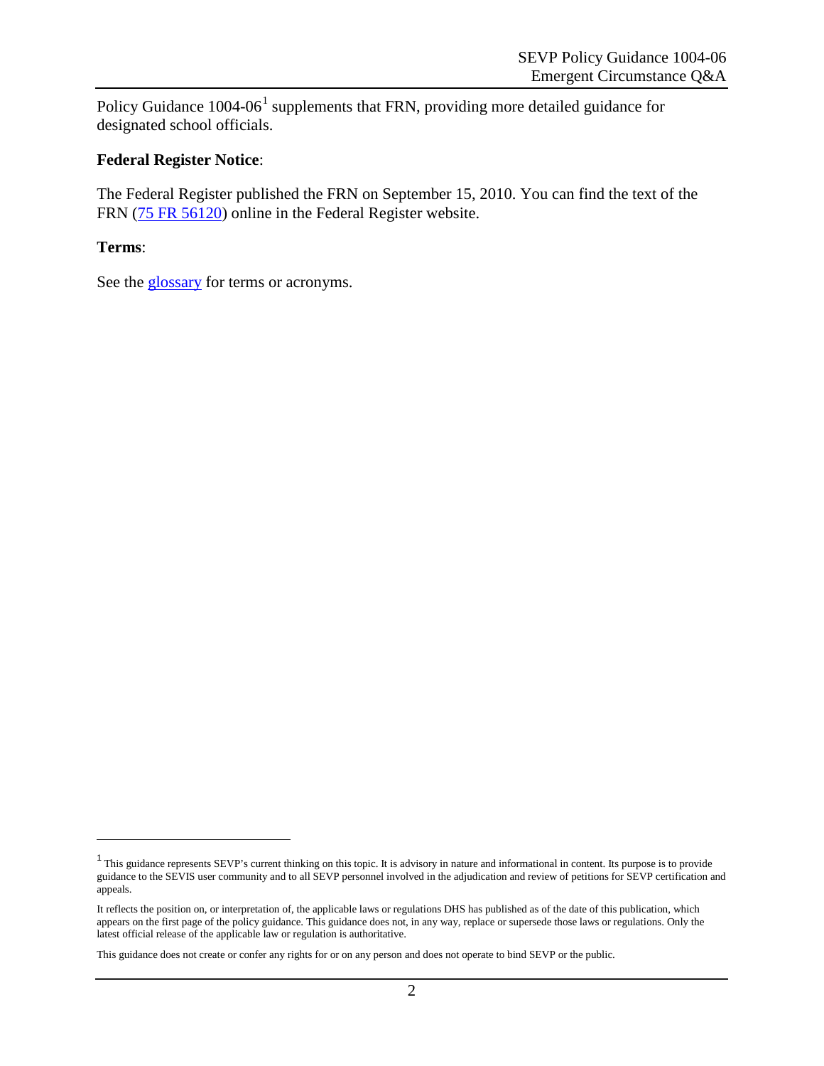Policy Guidance 1004-06[1] supplements that FRN, providing more detailed guidance for designated school officials.

**Federal Register Notice**:

The Federal Register published the FRN on September 15, 2010. You can find the text of the FRN (75 FR 56120) online in the Federal Register website.

**Terms**:

See the glossary for terms or acronyms.

---

[1] This guidance represents SEVP's current thinking on this topic. It is advisory in nature and informational in content. Its purpose is to provide guidance to the SEVIS user community and to all SEVP personnel involved in the adjudication and review of petitions for SEVP certification and appeals.

It reflects the position on, or interpretation of, the applicable laws or regulations DHS has published as of the date of this publication, which appears on the first page of the policy guidance. This guidance does not, in any way, replace or supersede those laws or regulations. Only the latest official release of the applicable law or regulation is authoritative.

This guidance does not create or confer any rights for or on any person and does not operate to bind SEVP or the public.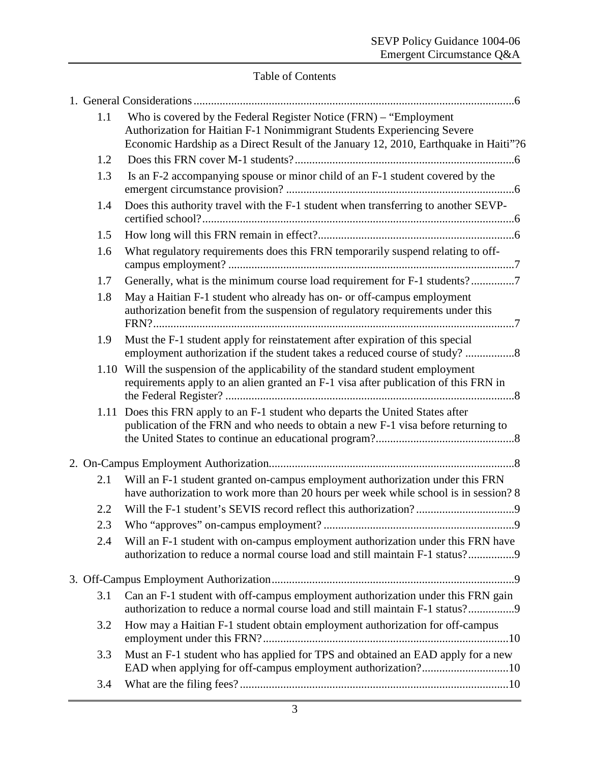## Table of Contents

1. General Considerations ........ 6
   - 1.1 Who is covered by the Federal Register Notice (FRN) – "Employment Authorization for Haitian F-1 Nonimmigrant Students Experiencing Severe Economic Hardship as a Direct Result of the January 12, 2010, Earthquake in Haiti"? 6
   - 1.2 Does this FRN cover M-1 students? ........ 6
   - 1.3 Is an F-2 accompanying spouse or minor child of an F-1 student covered by the emergent circumstance provision? ........ 6
   - 1.4 Does this authority travel with the F-1 student when transferring to another SEVP-certified school? ........ 6
   - 1.5 How long will this FRN remain in effect? ........ 6
   - 1.6 What regulatory requirements does this FRN temporarily suspend relating to off-campus employment? ........ 7
   - 1.7 Generally, what is the minimum course load requirement for F-1 students? ........ 7
   - 1.8 May a Haitian F-1 student who already has on- or off-campus employment authorization benefit from the suspension of regulatory requirements under this FRN? ........ 7
   - 1.9 Must the F-1 student apply for reinstatement after expiration of this special employment authorization if the student takes a reduced course of study? ........ 8
   - 1.10 Will the suspension of the applicability of the standard student employment requirements apply to an alien granted an F-1 visa after publication of this FRN in the Federal Register? ........ 8
   - 1.11 Does this FRN apply to an F-1 student who departs the United States after publication of the FRN and who needs to obtain a new F-1 visa before returning to the United States to continue an educational program? ........ 8
2. On-Campus Employment Authorization ........ 8
   - 2.1 Will an F-1 student granted on-campus employment authorization under this FRN have authorization to work more than 20 hours per week while school is in session? 8
   - 2.2 Will the F-1 student's SEVIS record reflect this authorization? ........ 9
   - 2.3 Who "approves" on-campus employment? ........ 9
   - 2.4 Will an F-1 student with on-campus employment authorization under this FRN have authorization to reduce a normal course load and still maintain F-1 status? ........ 9
3. Off-Campus Employment Authorization ........ 9
   - 3.1 Can an F-1 student with off-campus employment authorization under this FRN gain authorization to reduce a normal course load and still maintain F-1 status? ........ 9
   - 3.2 How may a Haitian F-1 student obtain employment authorization for off-campus employment under this FRN? ........ 10
   - 3.3 Must an F-1 student who has applied for TPS and obtained an EAD apply for a new EAD when applying for off-campus employment authorization? ........ 10
   - 3.4 What are the filing fees? ........ 10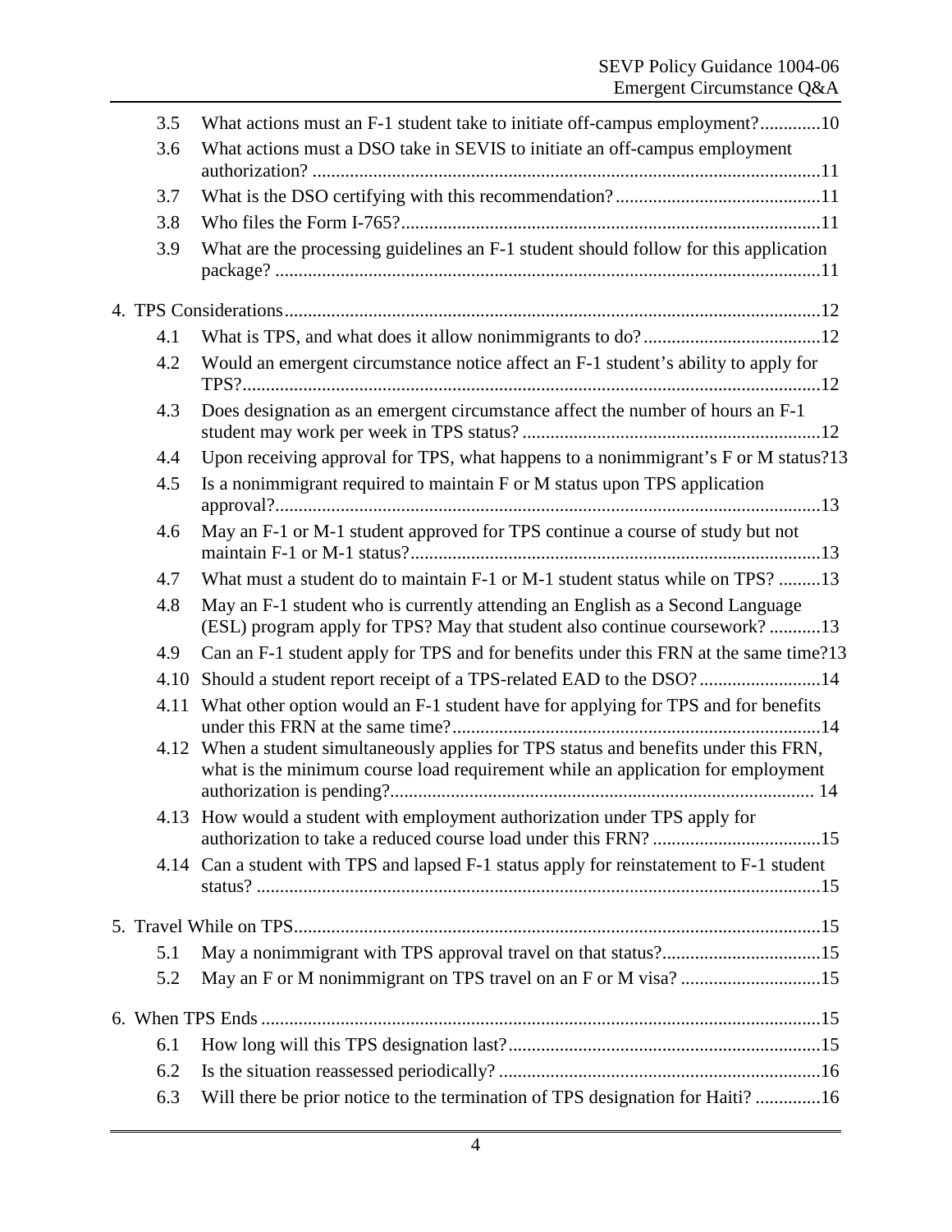3.5 What actions must an F-1 student take to initiate off-campus employment?.............10

3.6 What actions must a DSO take in SEVIS to initiate an off-campus employment authorization? .............................................................................................................11

3.7 What is the DSO certifying with this recommendation?............................................11

3.8 Who files the Form I-765?..........................................................................................11

3.9 What are the processing guidelines an F-1 student should follow for this application package? .....................................................................................................................11

4. TPS Considerations..................................................................................................................12

4.1 What is TPS, and what does it allow nonimmigrants to do?......................................12

4.2 Would an emergent circumstance notice affect an F-1 student's ability to apply for TPS?...........................................................................................................................12

4.3 Does designation as an emergent circumstance affect the number of hours an F-1 student may work per week in TPS status? ................................................................12

4.4 Upon receiving approval for TPS, what happens to a nonimmigrant's F or M status?13

4.5 Is a nonimmigrant required to maintain F or M status upon TPS application approval?....................................................................................................................13

4.6 May an F-1 or M-1 student approved for TPS continue a course of study but not maintain F-1 or M-1 status?........................................................................................13

4.7 What must a student do to maintain F-1 or M-1 student status while on TPS? .........13

4.8 May an F-1 student who is currently attending an English as a Second Language (ESL) program apply for TPS? May that student also continue coursework? ...........13

4.9 Can an F-1 student apply for TPS and for benefits under this FRN at the same time?13

4.10 Should a student report receipt of a TPS-related EAD to the DSO?..........................14

4.11 What other option would an F-1 student have for applying for TPS and for benefits under this FRN at the same time?..............................................................................14

4.12 When a student simultaneously applies for TPS status and benefits under this FRN, what is the minimum course load requirement while an application for employment authorization is pending?........................................................................................... 14

4.13 How would a student with employment authorization under TPS apply for authorization to take a reduced course load under this FRN? ....................................15

4.14 Can a student with TPS and lapsed F-1 status apply for reinstatement to F-1 student status? ........................................................................................................................15

5. Travel While on TPS.................................................................................................................15

5.1 May a nonimmigrant with TPS approval travel on that status?..................................15

5.2 May an F or M nonimmigrant on TPS travel on an F or M visa? ..............................15

6. When TPS Ends ........................................................................................................................15

6.1 How long will this TPS designation last?...................................................................15

6.2 Is the situation reassessed periodically? .....................................................................16

6.3 Will there be prior notice to the termination of TPS designation for Haiti? ..............16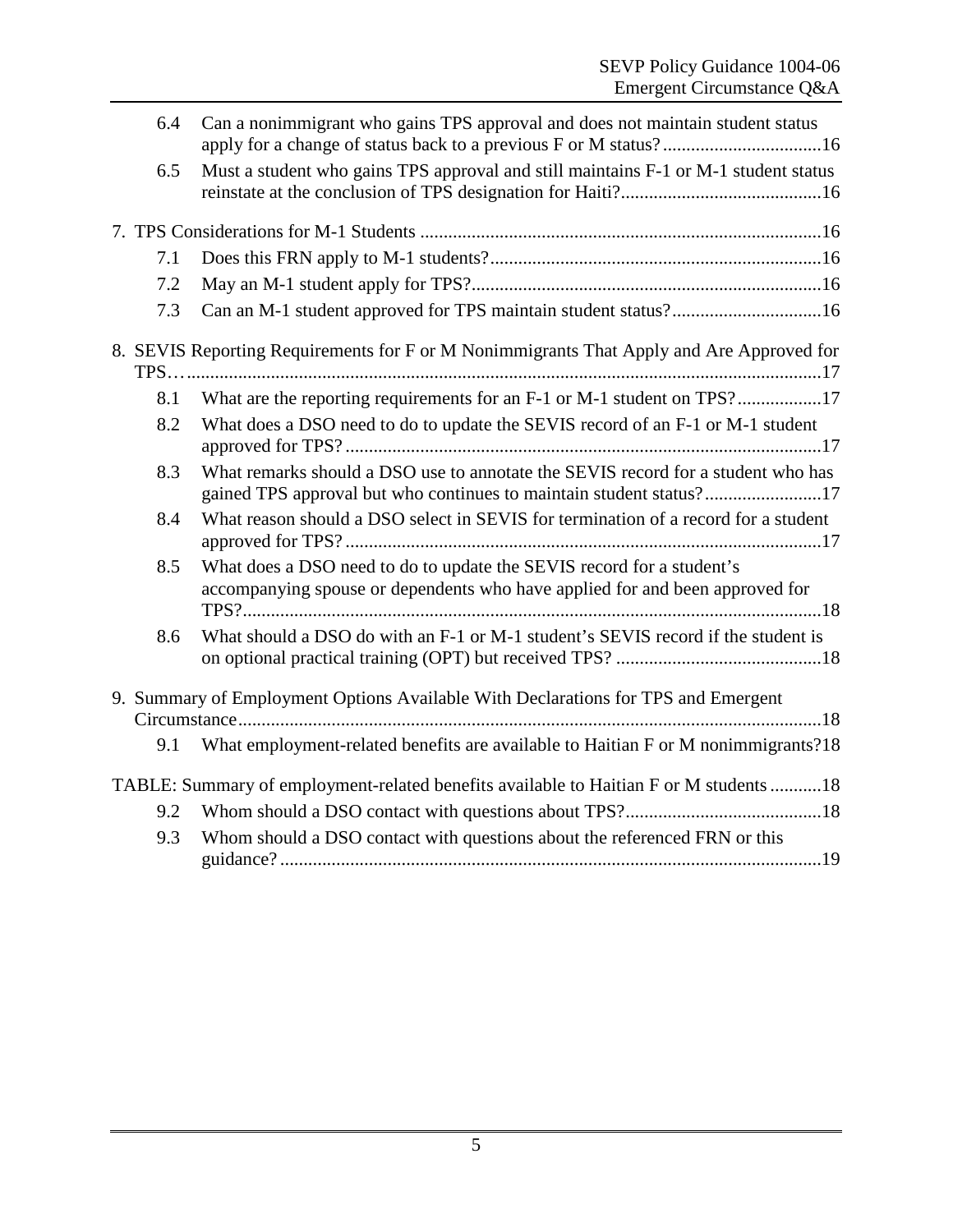6.4 Can a nonimmigrant who gains TPS approval and does not maintain student status apply for a change of status back to a previous F or M status? .....16

6.5 Must a student who gains TPS approval and still maintains F-1 or M-1 student status reinstate at the conclusion of TPS designation for Haiti? .....16

7. TPS Considerations for M-1 Students .....16

7.1 Does this FRN apply to M-1 students? .....16

7.2 May an M-1 student apply for TPS? .....16

7.3 Can an M-1 student approved for TPS maintain student status? .....16

8. SEVIS Reporting Requirements for F or M Nonimmigrants That Apply and Are Approved for TPS… .....17

8.1 What are the reporting requirements for an F-1 or M-1 student on TPS? .....17

8.2 What does a DSO need to do to update the SEVIS record of an F-1 or M-1 student approved for TPS? .....17

8.3 What remarks should a DSO use to annotate the SEVIS record for a student who has gained TPS approval but who continues to maintain student status? .....17

8.4 What reason should a DSO select in SEVIS for termination of a record for a student approved for TPS? .....17

8.5 What does a DSO need to do to update the SEVIS record for a student's accompanying spouse or dependents who have applied for and been approved for TPS? .....18

8.6 What should a DSO do with an F-1 or M-1 student's SEVIS record if the student is on optional practical training (OPT) but received TPS? .....18

9. Summary of Employment Options Available With Declarations for TPS and Emergent Circumstance .....18

9.1 What employment-related benefits are available to Haitian F or M nonimmigrants? 18

TABLE: Summary of employment-related benefits available to Haitian F or M students .....18

9.2 Whom should a DSO contact with questions about TPS? .....18

9.3 Whom should a DSO contact with questions about the referenced FRN or this guidance? .....19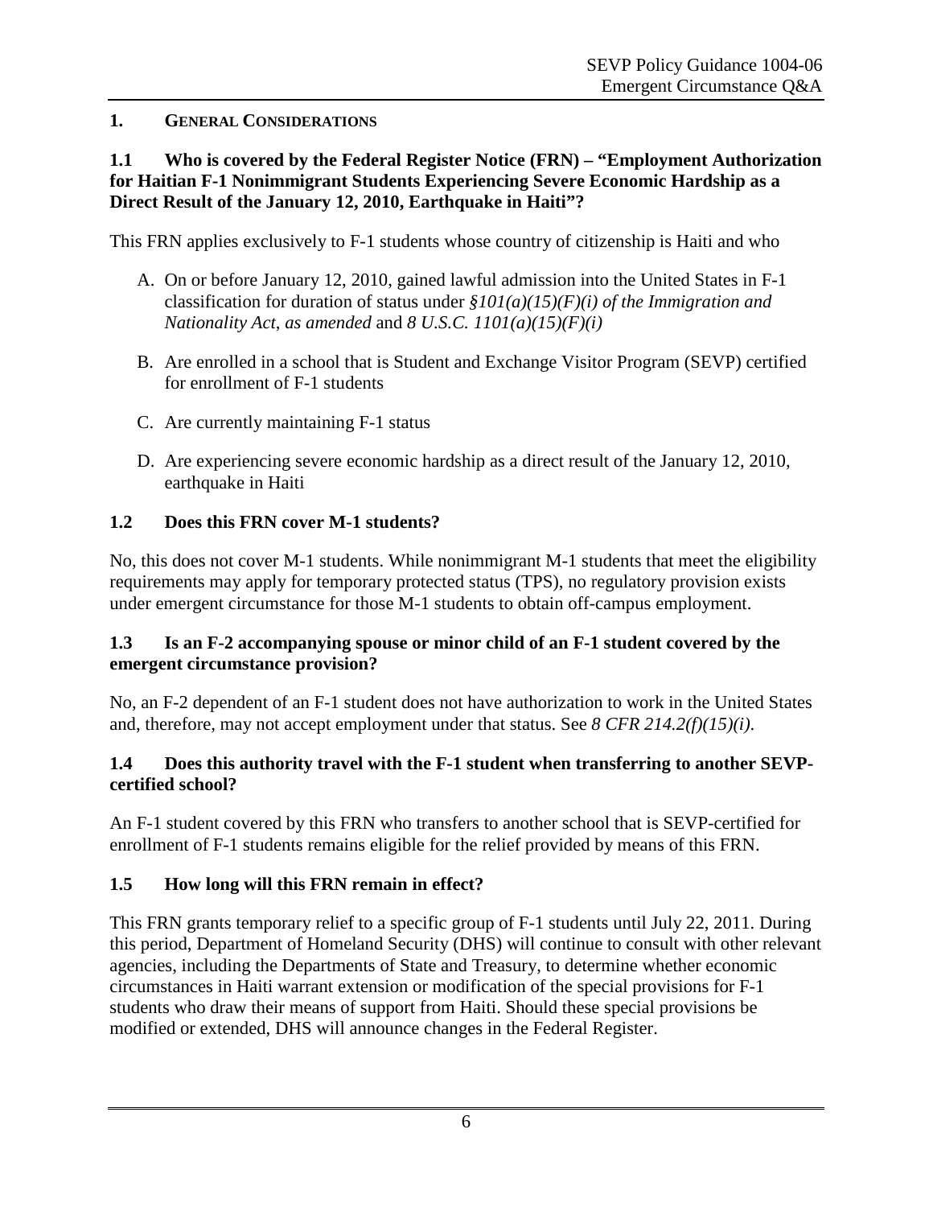## 1. GENERAL CONSIDERATIONS

### 1.1 Who is covered by the Federal Register Notice (FRN) – "Employment Authorization for Haitian F-1 Nonimmigrant Students Experiencing Severe Economic Hardship as a Direct Result of the January 12, 2010, Earthquake in Haiti"?

This FRN applies exclusively to F-1 students whose country of citizenship is Haiti and who

A. On or before January 12, 2010, gained lawful admission into the United States in F-1 classification for duration of status under *§101(a)(15)(F)(i) of the Immigration and Nationality Act, as amended* and *8 U.S.C. 1101(a)(15)(F)(i)*

B. Are enrolled in a school that is Student and Exchange Visitor Program (SEVP) certified for enrollment of F-1 students

C. Are currently maintaining F-1 status

D. Are experiencing severe economic hardship as a direct result of the January 12, 2010, earthquake in Haiti

### 1.2 Does this FRN cover M-1 students?

No, this does not cover M-1 students. While nonimmigrant M-1 students that meet the eligibility requirements may apply for temporary protected status (TPS), no regulatory provision exists under emergent circumstance for those M-1 students to obtain off-campus employment.

### 1.3 Is an F-2 accompanying spouse or minor child of an F-1 student covered by the emergent circumstance provision?

No, an F-2 dependent of an F-1 student does not have authorization to work in the United States and, therefore, may not accept employment under that status. See *8 CFR 214.2(f)(15)(i)*.

### 1.4 Does this authority travel with the F-1 student when transferring to another SEVP-certified school?

An F-1 student covered by this FRN who transfers to another school that is SEVP-certified for enrollment of F-1 students remains eligible for the relief provided by means of this FRN.

### 1.5 How long will this FRN remain in effect?

This FRN grants temporary relief to a specific group of F-1 students until July 22, 2011. During this period, Department of Homeland Security (DHS) will continue to consult with other relevant agencies, including the Departments of State and Treasury, to determine whether economic circumstances in Haiti warrant extension or modification of the special provisions for F-1 students who draw their means of support from Haiti. Should these special provisions be modified or extended, DHS will announce changes in the Federal Register.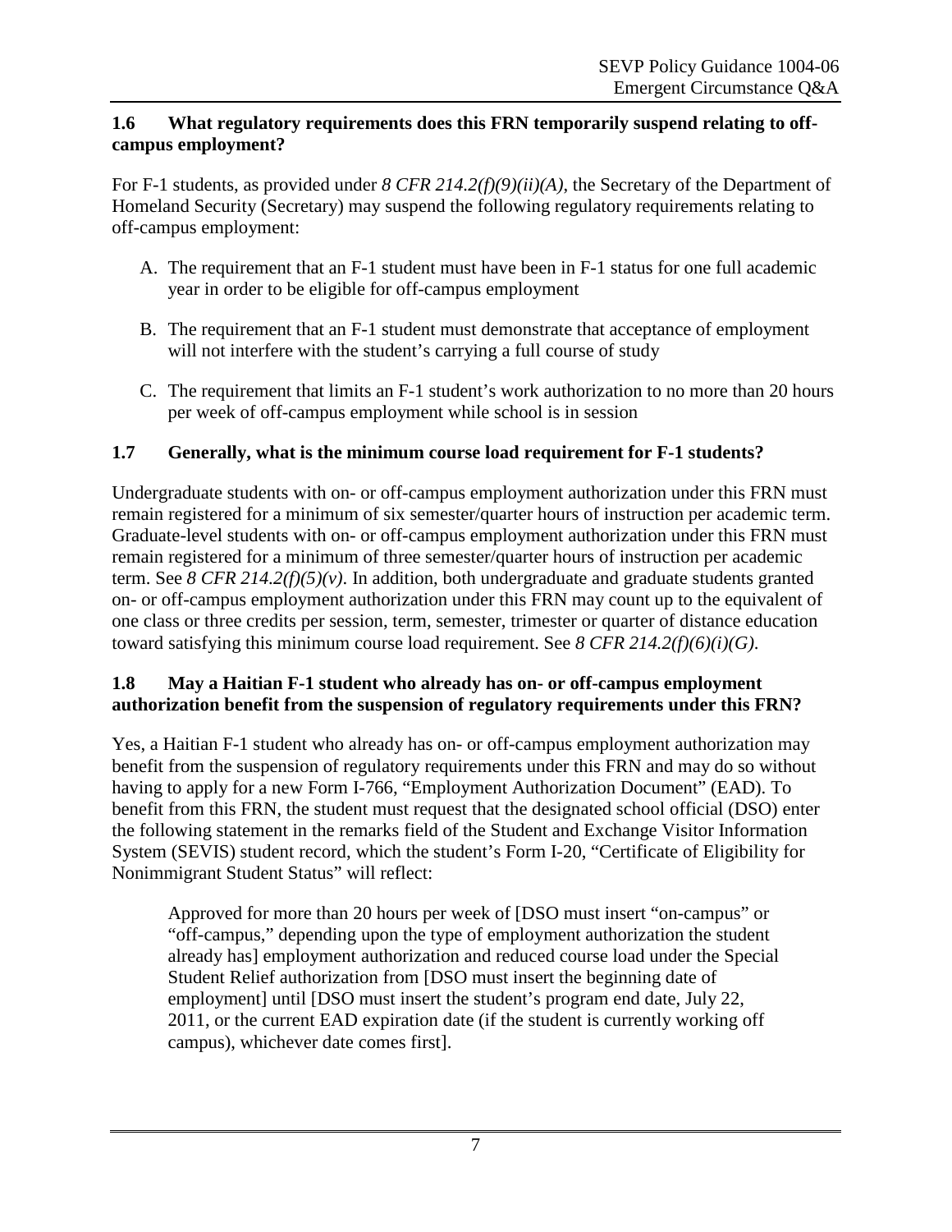### 1.6 What regulatory requirements does this FRN temporarily suspend relating to off-campus employment?

For F-1 students, as provided under *8 CFR 214.2(f)(9)(ii)(A)*, the Secretary of the Department of Homeland Security (Secretary) may suspend the following regulatory requirements relating to off-campus employment:

A. The requirement that an F-1 student must have been in F-1 status for one full academic year in order to be eligible for off-campus employment

B. The requirement that an F-1 student must demonstrate that acceptance of employment will not interfere with the student's carrying a full course of study

C. The requirement that limits an F-1 student's work authorization to no more than 20 hours per week of off-campus employment while school is in session

### 1.7 Generally, what is the minimum course load requirement for F-1 students?

Undergraduate students with on- or off-campus employment authorization under this FRN must remain registered for a minimum of six semester/quarter hours of instruction per academic term. Graduate-level students with on- or off-campus employment authorization under this FRN must remain registered for a minimum of three semester/quarter hours of instruction per academic term. See *8 CFR 214.2(f)(5)(v)*. In addition, both undergraduate and graduate students granted on- or off-campus employment authorization under this FRN may count up to the equivalent of one class or three credits per session, term, semester, trimester or quarter of distance education toward satisfying this minimum course load requirement. See *8 CFR 214.2(f)(6)(i)(G)*.

### 1.8 May a Haitian F-1 student who already has on- or off-campus employment authorization benefit from the suspension of regulatory requirements under this FRN?

Yes, a Haitian F-1 student who already has on- or off-campus employment authorization may benefit from the suspension of regulatory requirements under this FRN and may do so without having to apply for a new Form I-766, "Employment Authorization Document" (EAD). To benefit from this FRN, the student must request that the designated school official (DSO) enter the following statement in the remarks field of the Student and Exchange Visitor Information System (SEVIS) student record, which the student's Form I-20, "Certificate of Eligibility for Nonimmigrant Student Status" will reflect:

> Approved for more than 20 hours per week of [DSO must insert "on-campus" or "off-campus," depending upon the type of employment authorization the student already has] employment authorization and reduced course load under the Special Student Relief authorization from [DSO must insert the beginning date of employment] until [DSO must insert the student's program end date, July 22, 2011, or the current EAD expiration date (if the student is currently working off campus), whichever date comes first].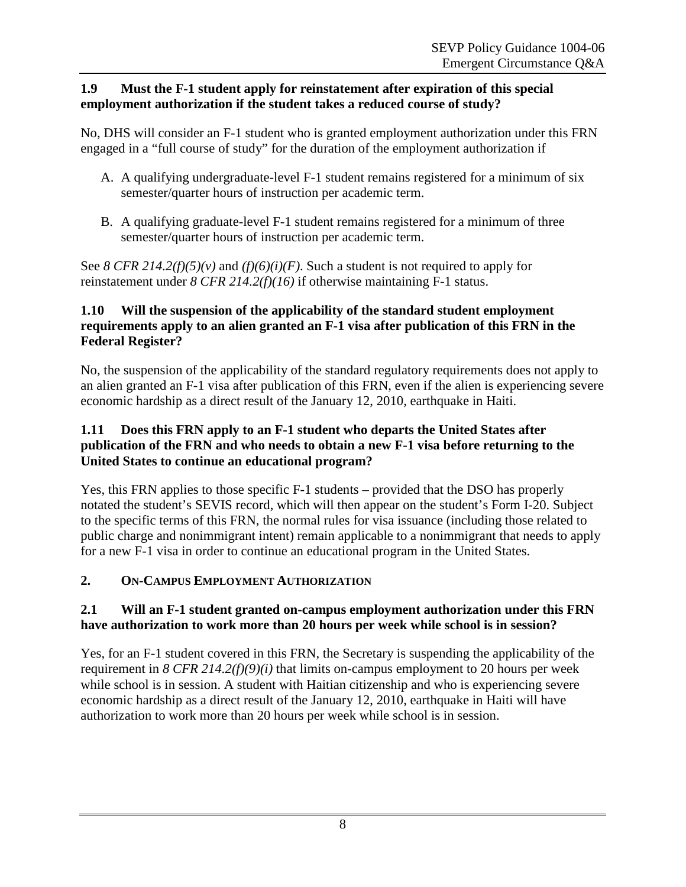### 1.9 Must the F-1 student apply for reinstatement after expiration of this special employment authorization if the student takes a reduced course of study?

No, DHS will consider an F-1 student who is granted employment authorization under this FRN engaged in a "full course of study" for the duration of the employment authorization if

A. A qualifying undergraduate-level F-1 student remains registered for a minimum of six semester/quarter hours of instruction per academic term.

B. A qualifying graduate-level F-1 student remains registered for a minimum of three semester/quarter hours of instruction per academic term.

See *8 CFR 214.2(f)(5)(v)* and *(f)(6)(i)(F)*. Such a student is not required to apply for reinstatement under *8 CFR 214.2(f)(16)* if otherwise maintaining F-1 status.

### 1.10 Will the suspension of the applicability of the standard student employment requirements apply to an alien granted an F-1 visa after publication of this FRN in the Federal Register?

No, the suspension of the applicability of the standard regulatory requirements does not apply to an alien granted an F-1 visa after publication of this FRN, even if the alien is experiencing severe economic hardship as a direct result of the January 12, 2010, earthquake in Haiti.

### 1.11 Does this FRN apply to an F-1 student who departs the United States after publication of the FRN and who needs to obtain a new F-1 visa before returning to the United States to continue an educational program?

Yes, this FRN applies to those specific F-1 students – provided that the DSO has properly notated the student's SEVIS record, which will then appear on the student's Form I-20. Subject to the specific terms of this FRN, the normal rules for visa issuance (including those related to public charge and nonimmigrant intent) remain applicable to a nonimmigrant that needs to apply for a new F-1 visa in order to continue an educational program in the United States.

## 2. On-Campus Employment Authorization

### 2.1 Will an F-1 student granted on-campus employment authorization under this FRN have authorization to work more than 20 hours per week while school is in session?

Yes, for an F-1 student covered in this FRN, the Secretary is suspending the applicability of the requirement in *8 CFR 214.2(f)(9)(i)* that limits on-campus employment to 20 hours per week while school is in session. A student with Haitian citizenship and who is experiencing severe economic hardship as a direct result of the January 12, 2010, earthquake in Haiti will have authorization to work more than 20 hours per week while school is in session.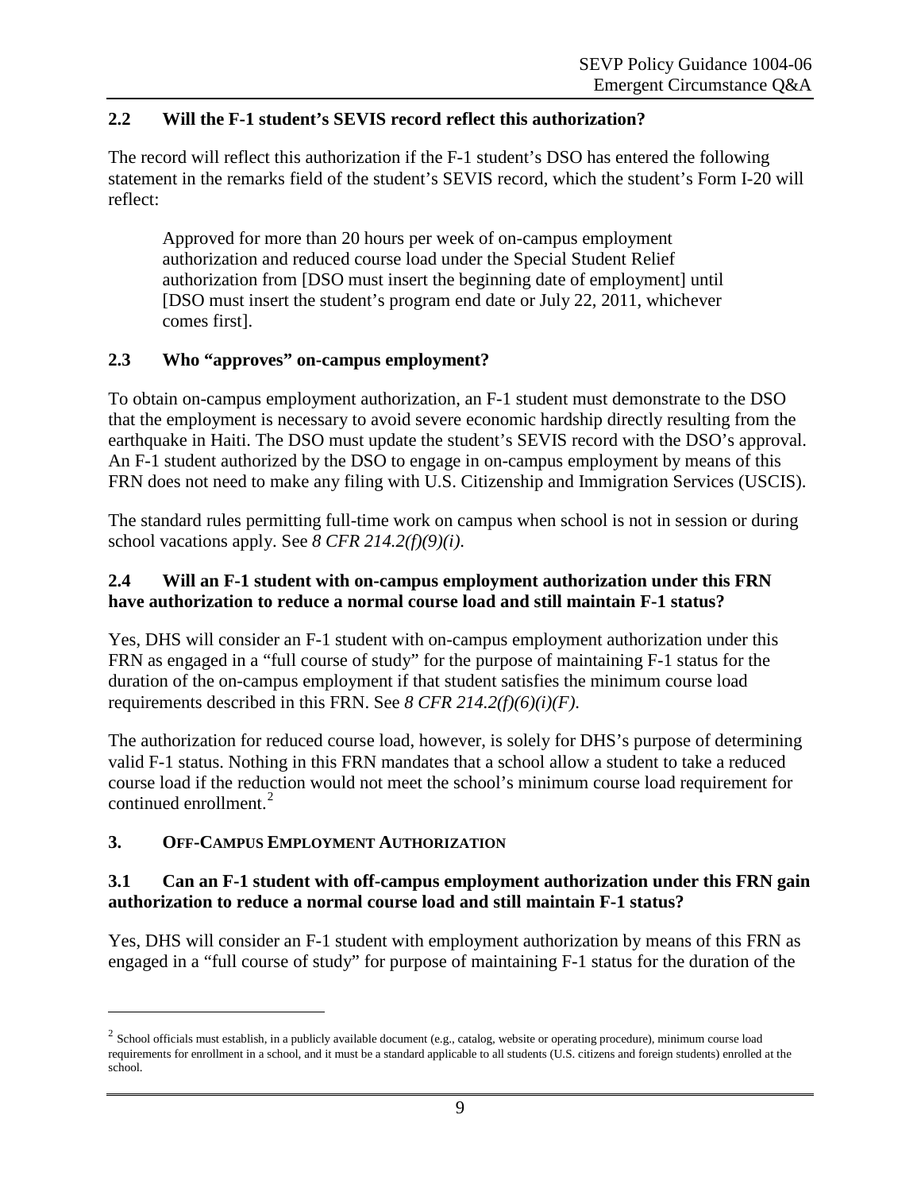### 2.2 Will the F-1 student's SEVIS record reflect this authorization?

The record will reflect this authorization if the F-1 student's DSO has entered the following statement in the remarks field of the student's SEVIS record, which the student's Form I-20 will reflect:

> Approved for more than 20 hours per week of on-campus employment authorization and reduced course load under the Special Student Relief authorization from [DSO must insert the beginning date of employment] until [DSO must insert the student's program end date or July 22, 2011, whichever comes first].

### 2.3 Who "approves" on-campus employment?

To obtain on-campus employment authorization, an F-1 student must demonstrate to the DSO that the employment is necessary to avoid severe economic hardship directly resulting from the earthquake in Haiti. The DSO must update the student's SEVIS record with the DSO's approval. An F-1 student authorized by the DSO to engage in on-campus employment by means of this FRN does not need to make any filing with U.S. Citizenship and Immigration Services (USCIS).

The standard rules permitting full-time work on campus when school is not in session or during school vacations apply. See *8 CFR 214.2(f)(9)(i).*

### 2.4 Will an F-1 student with on-campus employment authorization under this FRN have authorization to reduce a normal course load and still maintain F-1 status?

Yes, DHS will consider an F-1 student with on-campus employment authorization under this FRN as engaged in a "full course of study" for the purpose of maintaining F-1 status for the duration of the on-campus employment if that student satisfies the minimum course load requirements described in this FRN. See *8 CFR 214.2(f)(6)(i)(F).*

The authorization for reduced course load, however, is solely for DHS's purpose of determining valid F-1 status. Nothing in this FRN mandates that a school allow a student to take a reduced course load if the reduction would not meet the school's minimum course load requirement for continued enrollment.[2]

## 3. Off-Campus Employment Authorization

### 3.1 Can an F-1 student with off-campus employment authorization under this FRN gain authorization to reduce a normal course load and still maintain F-1 status?

Yes, DHS will consider an F-1 student with employment authorization by means of this FRN as engaged in a "full course of study" for purpose of maintaining F-1 status for the duration of the

---

[2] School officials must establish, in a publicly available document (e.g., catalog, website or operating procedure), minimum course load requirements for enrollment in a school, and it must be a standard applicable to all students (U.S. citizens and foreign students) enrolled at the school.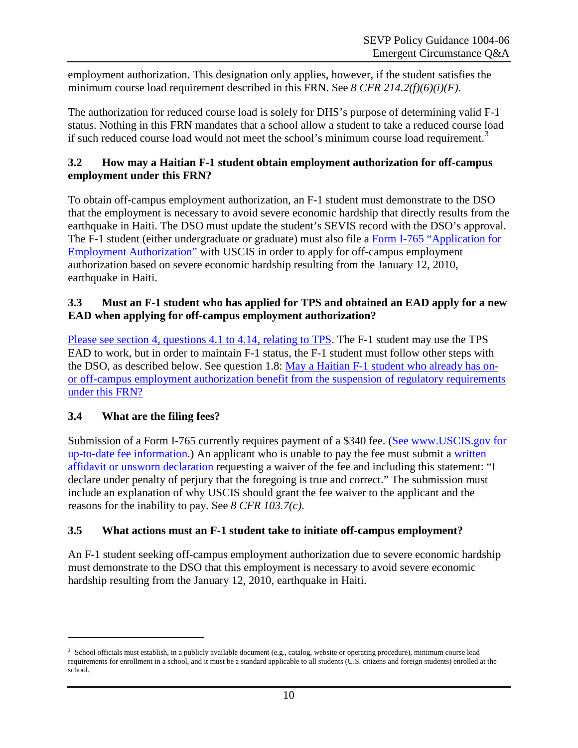employment authorization. This designation only applies, however, if the student satisfies the minimum course load requirement described in this FRN. See *8 CFR 214.2(f)(6)(i)(F)*.

The authorization for reduced course load is solely for DHS's purpose of determining valid F-1 status. Nothing in this FRN mandates that a school allow a student to take a reduced course load if such reduced course load would not meet the school's minimum course load requirement.[3]

### 3.2 How may a Haitian F-1 student obtain employment authorization for off-campus employment under this FRN?

To obtain off-campus employment authorization, an F-1 student must demonstrate to the DSO that the employment is necessary to avoid severe economic hardship that directly results from the earthquake in Haiti. The DSO must update the student's SEVIS record with the DSO's approval. The F-1 student (either undergraduate or graduate) must also file a Form I-765 "Application for Employment Authorization" with USCIS in order to apply for off-campus employment authorization based on severe economic hardship resulting from the January 12, 2010, earthquake in Haiti.

### 3.3 Must an F-1 student who has applied for TPS and obtained an EAD apply for a new EAD when applying for off-campus employment authorization?

Please see section 4, questions 4.1 to 4.14, relating to TPS. The F-1 student may use the TPS EAD to work, but in order to maintain F-1 status, the F-1 student must follow other steps with the DSO, as described below. See question 1.8: May a Haitian F-1 student who already has on- or off-campus employment authorization benefit from the suspension of regulatory requirements under this FRN?

### 3.4 What are the filing fees?

Submission of a Form I-765 currently requires payment of a $340 fee. (See www.USCIS.gov for up-to-date fee information.) An applicant who is unable to pay the fee must submit a written affidavit or unsworn declaration requesting a waiver of the fee and including this statement: "I declare under penalty of perjury that the foregoing is true and correct." The submission must include an explanation of why USCIS should grant the fee waiver to the applicant and the reasons for the inability to pay. See *8 CFR 103.7(c)*.

### 3.5 What actions must an F-1 student take to initiate off-campus employment?

An F-1 student seeking off-campus employment authorization due to severe economic hardship must demonstrate to the DSO that this employment is necessary to avoid severe economic hardship resulting from the January 12, 2010, earthquake in Haiti.

---

[3] School officials must establish, in a publicly available document (e.g., catalog, website or operating procedure), minimum course load requirements for enrollment in a school, and it must be a standard applicable to all students (U.S. citizens and foreign students) enrolled at the school.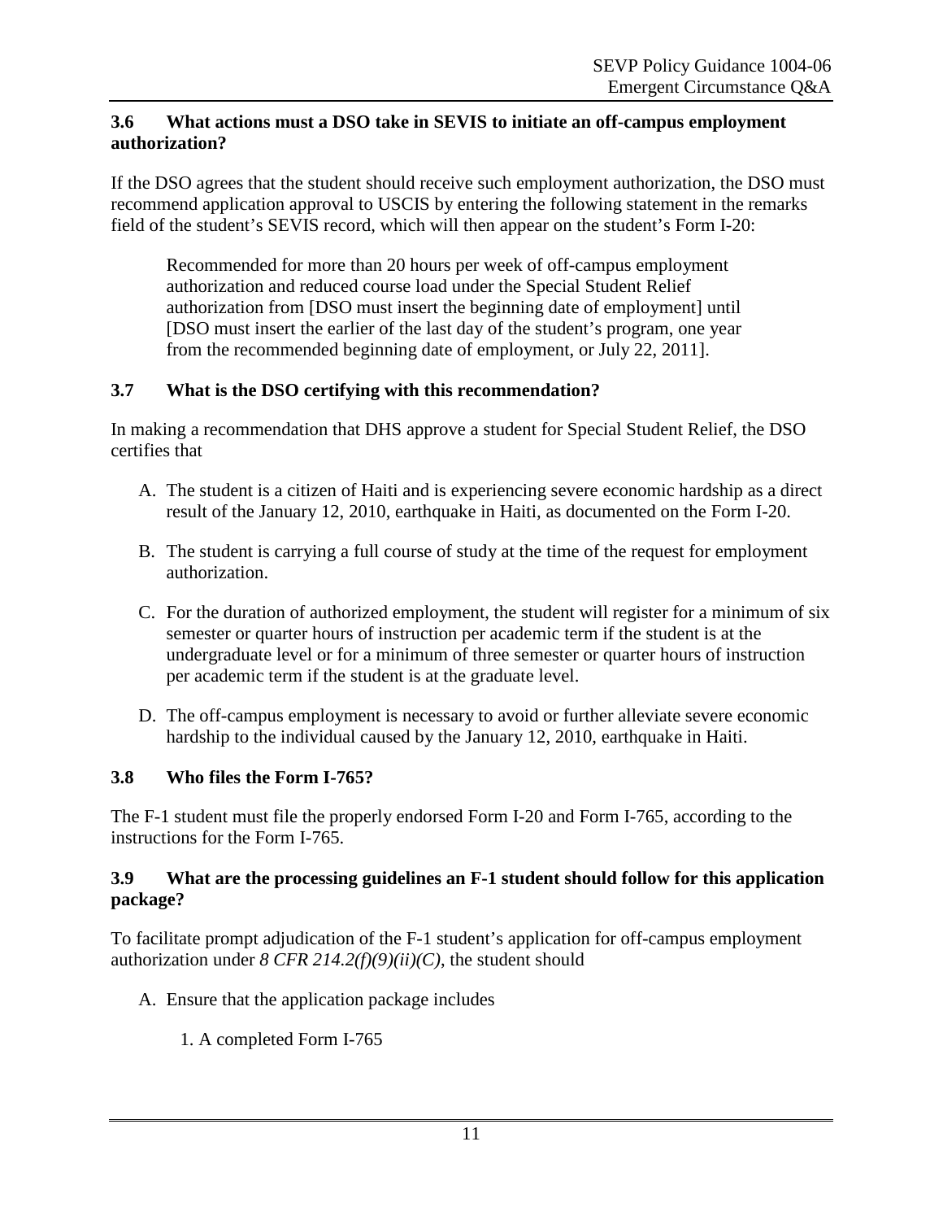### 3.6 What actions must a DSO take in SEVIS to initiate an off-campus employment authorization?

If the DSO agrees that the student should receive such employment authorization, the DSO must recommend application approval to USCIS by entering the following statement in the remarks field of the student's SEVIS record, which will then appear on the student's Form I-20:

> Recommended for more than 20 hours per week of off-campus employment authorization and reduced course load under the Special Student Relief authorization from [DSO must insert the beginning date of employment] until [DSO must insert the earlier of the last day of the student's program, one year from the recommended beginning date of employment, or July 22, 2011].

### 3.7 What is the DSO certifying with this recommendation?

In making a recommendation that DHS approve a student for Special Student Relief, the DSO certifies that

A. The student is a citizen of Haiti and is experiencing severe economic hardship as a direct result of the January 12, 2010, earthquake in Haiti, as documented on the Form I-20.

B. The student is carrying a full course of study at the time of the request for employment authorization.

C. For the duration of authorized employment, the student will register for a minimum of six semester or quarter hours of instruction per academic term if the student is at the undergraduate level or for a minimum of three semester or quarter hours of instruction per academic term if the student is at the graduate level.

D. The off-campus employment is necessary to avoid or further alleviate severe economic hardship to the individual caused by the January 12, 2010, earthquake in Haiti.

### 3.8 Who files the Form I-765?

The F-1 student must file the properly endorsed Form I-20 and Form I-765, according to the instructions for the Form I-765.

### 3.9 What are the processing guidelines an F-1 student should follow for this application package?

To facilitate prompt adjudication of the F-1 student's application for off-campus employment authorization under *8 CFR 214.2(f)(9)(ii)(C)*, the student should

A. Ensure that the application package includes

   1. A completed Form I-765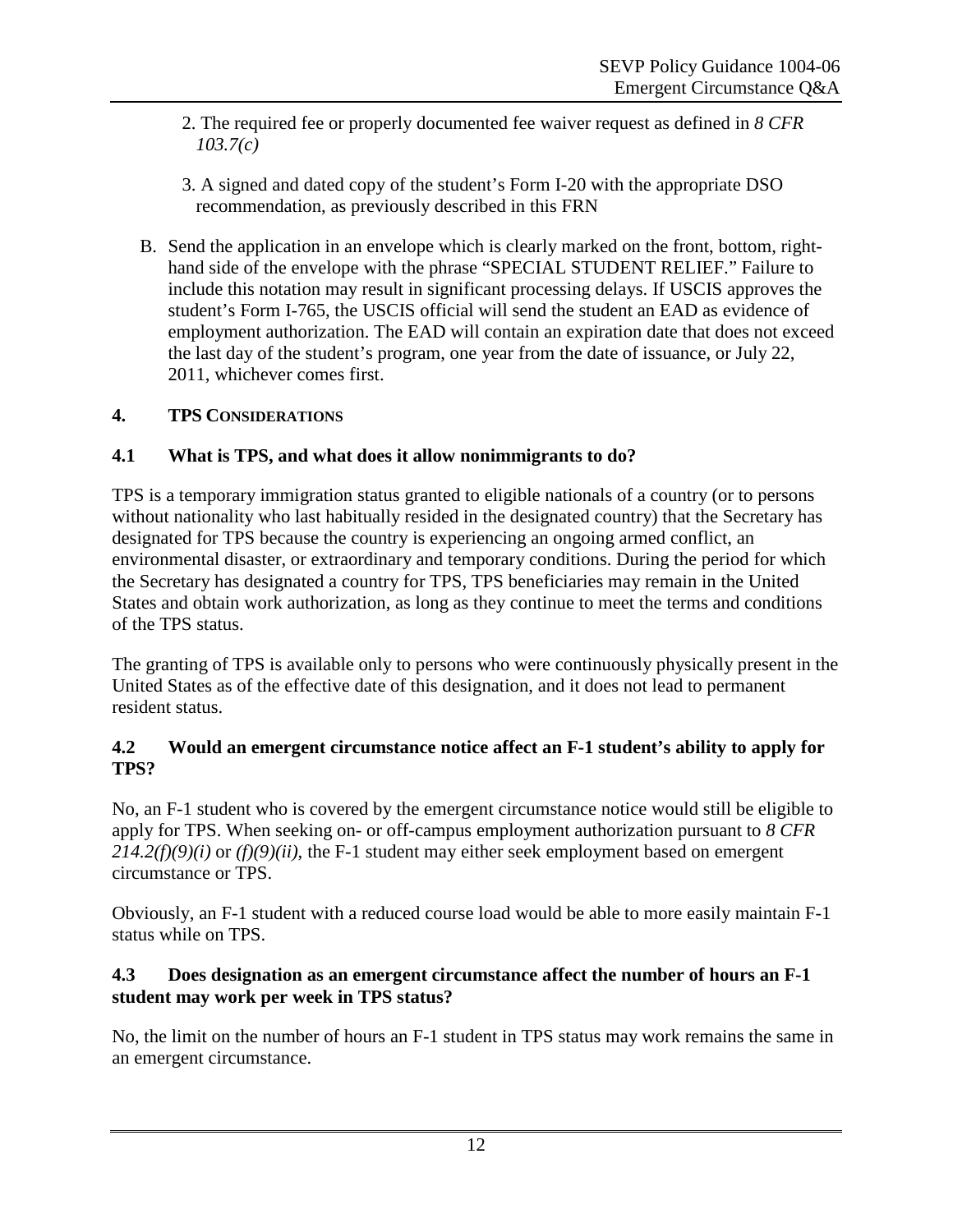2. The required fee or properly documented fee waiver request as defined in *8 CFR 103.7(c)*

3. A signed and dated copy of the student's Form I-20 with the appropriate DSO recommendation, as previously described in this FRN

B. Send the application in an envelope which is clearly marked on the front, bottom, right-hand side of the envelope with the phrase "SPECIAL STUDENT RELIEF." Failure to include this notation may result in significant processing delays. If USCIS approves the student's Form I-765, the USCIS official will send the student an EAD as evidence of employment authorization. The EAD will contain an expiration date that does not exceed the last day of the student's program, one year from the date of issuance, or July 22, 2011, whichever comes first.

## 4. TPS CONSIDERATIONS

### 4.1 What is TPS, and what does it allow nonimmigrants to do?

TPS is a temporary immigration status granted to eligible nationals of a country (or to persons without nationality who last habitually resided in the designated country) that the Secretary has designated for TPS because the country is experiencing an ongoing armed conflict, an environmental disaster, or extraordinary and temporary conditions. During the period for which the Secretary has designated a country for TPS, TPS beneficiaries may remain in the United States and obtain work authorization, as long as they continue to meet the terms and conditions of the TPS status.

The granting of TPS is available only to persons who were continuously physically present in the United States as of the effective date of this designation, and it does not lead to permanent resident status.

### 4.2 Would an emergent circumstance notice affect an F-1 student's ability to apply for TPS?

No, an F-1 student who is covered by the emergent circumstance notice would still be eligible to apply for TPS. When seeking on- or off-campus employment authorization pursuant to *8 CFR 214.2(f)(9)(i)* or *(f)(9)(ii)*, the F-1 student may either seek employment based on emergent circumstance or TPS.

Obviously, an F-1 student with a reduced course load would be able to more easily maintain F-1 status while on TPS.

### 4.3 Does designation as an emergent circumstance affect the number of hours an F-1 student may work per week in TPS status?

No, the limit on the number of hours an F-1 student in TPS status may work remains the same in an emergent circumstance.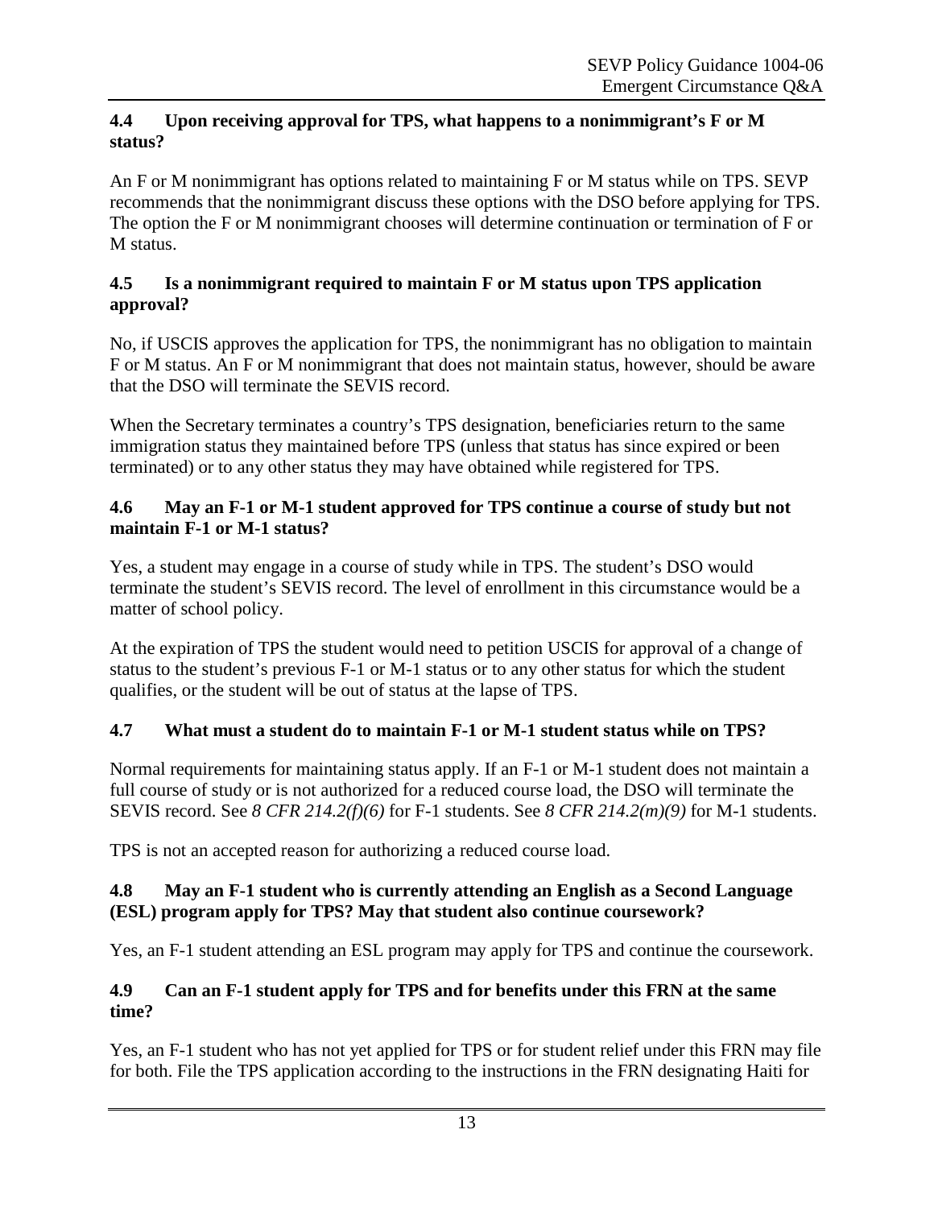### 4.4 Upon receiving approval for TPS, what happens to a nonimmigrant's F or M status?

An F or M nonimmigrant has options related to maintaining F or M status while on TPS. SEVP recommends that the nonimmigrant discuss these options with the DSO before applying for TPS. The option the F or M nonimmigrant chooses will determine continuation or termination of F or M status.

### 4.5 Is a nonimmigrant required to maintain F or M status upon TPS application approval?

No, if USCIS approves the application for TPS, the nonimmigrant has no obligation to maintain F or M status. An F or M nonimmigrant that does not maintain status, however, should be aware that the DSO will terminate the SEVIS record.

When the Secretary terminates a country's TPS designation, beneficiaries return to the same immigration status they maintained before TPS (unless that status has since expired or been terminated) or to any other status they may have obtained while registered for TPS.

### 4.6 May an F-1 or M-1 student approved for TPS continue a course of study but not maintain F-1 or M-1 status?

Yes, a student may engage in a course of study while in TPS. The student's DSO would terminate the student's SEVIS record. The level of enrollment in this circumstance would be a matter of school policy.

At the expiration of TPS the student would need to petition USCIS for approval of a change of status to the student's previous F-1 or M-1 status or to any other status for which the student qualifies, or the student will be out of status at the lapse of TPS.

### 4.7 What must a student do to maintain F-1 or M-1 student status while on TPS?

Normal requirements for maintaining status apply. If an F-1 or M-1 student does not maintain a full course of study or is not authorized for a reduced course load, the DSO will terminate the SEVIS record. See *8 CFR 214.2(f)(6)* for F-1 students. See *8 CFR 214.2(m)(9)* for M-1 students.

TPS is not an accepted reason for authorizing a reduced course load.

### 4.8 May an F-1 student who is currently attending an English as a Second Language (ESL) program apply for TPS? May that student also continue coursework?

Yes, an F-1 student attending an ESL program may apply for TPS and continue the coursework.

### 4.9 Can an F-1 student apply for TPS and for benefits under this FRN at the same time?

Yes, an F-1 student who has not yet applied for TPS or for student relief under this FRN may file for both. File the TPS application according to the instructions in the FRN designating Haiti for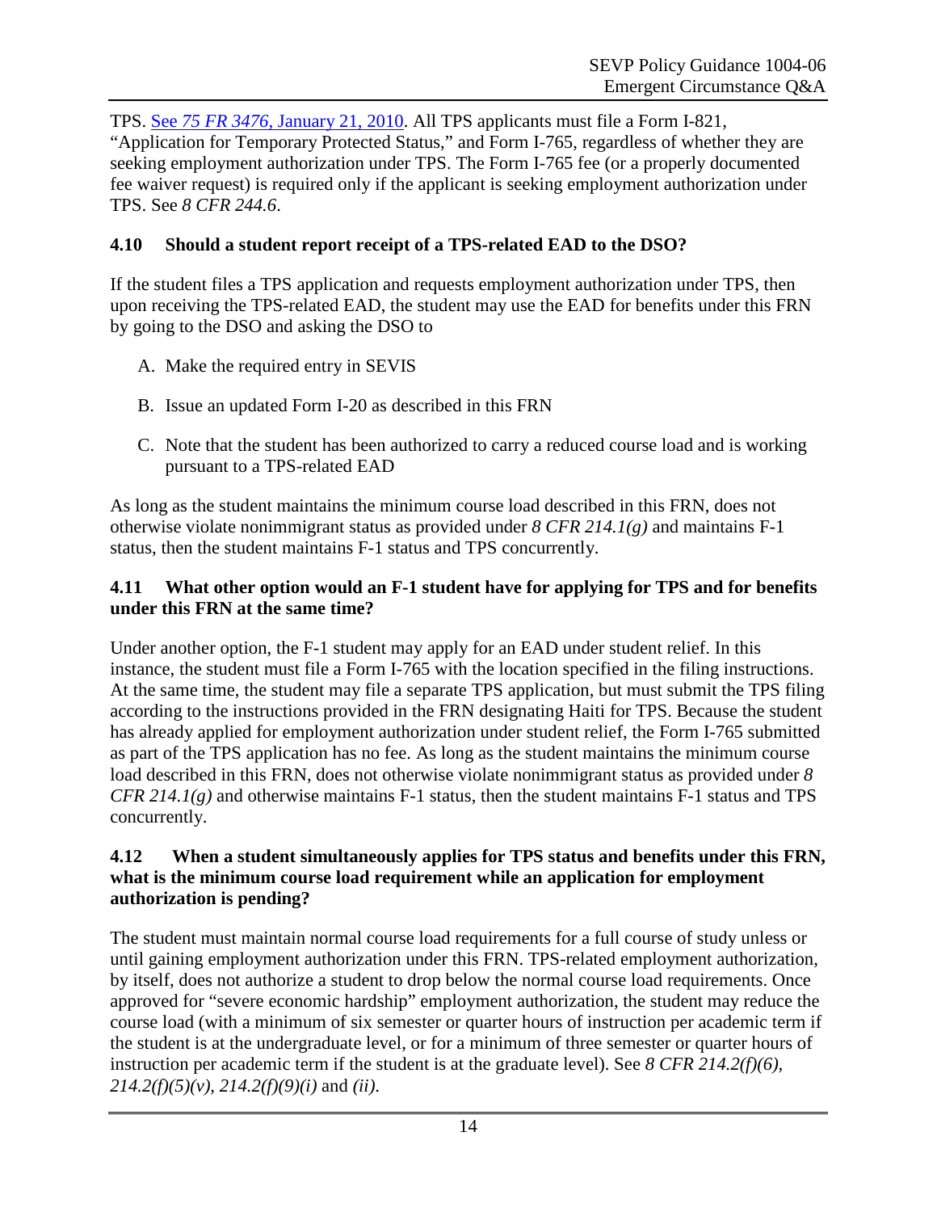TPS. [See *75 FR 3476*, January 21, 2010](). All TPS applicants must file a Form I-821, "Application for Temporary Protected Status," and Form I-765, regardless of whether they are seeking employment authorization under TPS. The Form I-765 fee (or a properly documented fee waiver request) is required only if the applicant is seeking employment authorization under TPS. See *8 CFR 244.6*.

### 4.10 Should a student report receipt of a TPS-related EAD to the DSO?

If the student files a TPS application and requests employment authorization under TPS, then upon receiving the TPS-related EAD, the student may use the EAD for benefits under this FRN by going to the DSO and asking the DSO to

A. Make the required entry in SEVIS

B. Issue an updated Form I-20 as described in this FRN

C. Note that the student has been authorized to carry a reduced course load and is working pursuant to a TPS-related EAD

As long as the student maintains the minimum course load described in this FRN, does not otherwise violate nonimmigrant status as provided under *8 CFR 214.1(g)* and maintains F-1 status, then the student maintains F-1 status and TPS concurrently.

### 4.11 What other option would an F-1 student have for applying for TPS and for benefits under this FRN at the same time?

Under another option, the F-1 student may apply for an EAD under student relief. In this instance, the student must file a Form I-765 with the location specified in the filing instructions. At the same time, the student may file a separate TPS application, but must submit the TPS filing according to the instructions provided in the FRN designating Haiti for TPS. Because the student has already applied for employment authorization under student relief, the Form I-765 submitted as part of the TPS application has no fee. As long as the student maintains the minimum course load described in this FRN, does not otherwise violate nonimmigrant status as provided under *8 CFR 214.1(g)* and otherwise maintains F-1 status, then the student maintains F-1 status and TPS concurrently.

### 4.12 When a student simultaneously applies for TPS status and benefits under this FRN, what is the minimum course load requirement while an application for employment authorization is pending?

The student must maintain normal course load requirements for a full course of study unless or until gaining employment authorization under this FRN. TPS-related employment authorization, by itself, does not authorize a student to drop below the normal course load requirements. Once approved for "severe economic hardship" employment authorization, the student may reduce the course load (with a minimum of six semester or quarter hours of instruction per academic term if the student is at the undergraduate level, or for a minimum of three semester or quarter hours of instruction per academic term if the student is at the graduate level). See *8 CFR 214.2(f)(6), 214.2(f)(5)(v), 214.2(f)(9)(i)* and *(ii)*.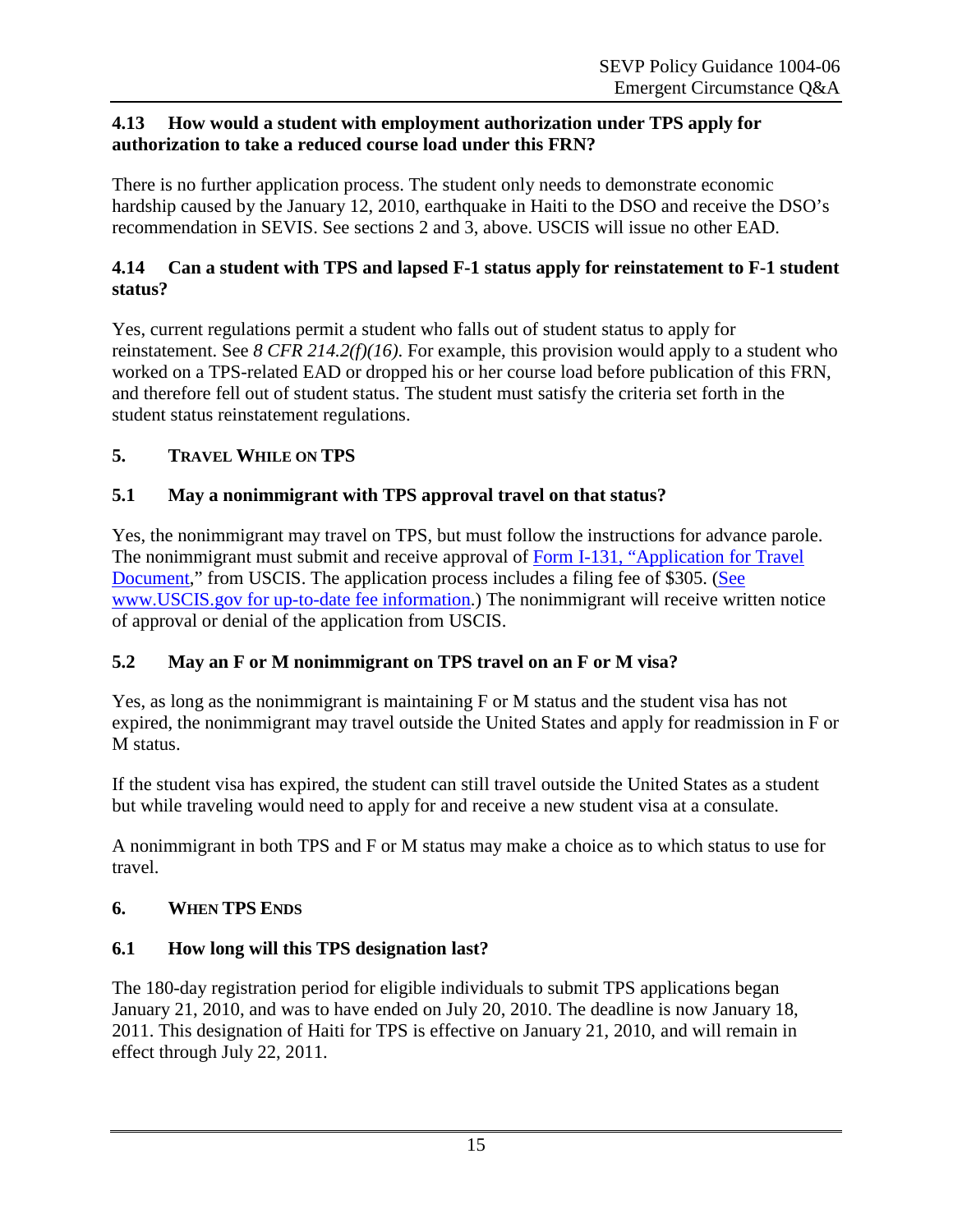### 4.13 How would a student with employment authorization under TPS apply for authorization to take a reduced course load under this FRN?

There is no further application process. The student only needs to demonstrate economic hardship caused by the January 12, 2010, earthquake in Haiti to the DSO and receive the DSO's recommendation in SEVIS. See sections 2 and 3, above. USCIS will issue no other EAD.

### 4.14 Can a student with TPS and lapsed F-1 status apply for reinstatement to F-1 student status?

Yes, current regulations permit a student who falls out of student status to apply for reinstatement. See *8 CFR 214.2(f)(16)*. For example, this provision would apply to a student who worked on a TPS-related EAD or dropped his or her course load before publication of this FRN, and therefore fell out of student status. The student must satisfy the criteria set forth in the student status reinstatement regulations.

## 5. Travel While on TPS

### 5.1 May a nonimmigrant with TPS approval travel on that status?

Yes, the nonimmigrant may travel on TPS, but must follow the instructions for advance parole. The nonimmigrant must submit and receive approval of Form I-131, "Application for Travel Document," from USCIS. The application process includes a filing fee of $305. (See www.USCIS.gov for up-to-date fee information.) The nonimmigrant will receive written notice of approval or denial of the application from USCIS.

### 5.2 May an F or M nonimmigrant on TPS travel on an F or M visa?

Yes, as long as the nonimmigrant is maintaining F or M status and the student visa has not expired, the nonimmigrant may travel outside the United States and apply for readmission in F or M status.

If the student visa has expired, the student can still travel outside the United States as a student but while traveling would need to apply for and receive a new student visa at a consulate.

A nonimmigrant in both TPS and F or M status may make a choice as to which status to use for travel.

## 6. When TPS Ends

### 6.1 How long will this TPS designation last?

The 180-day registration period for eligible individuals to submit TPS applications began January 21, 2010, and was to have ended on July 20, 2010. The deadline is now January 18, 2011. This designation of Haiti for TPS is effective on January 21, 2010, and will remain in effect through July 22, 2011.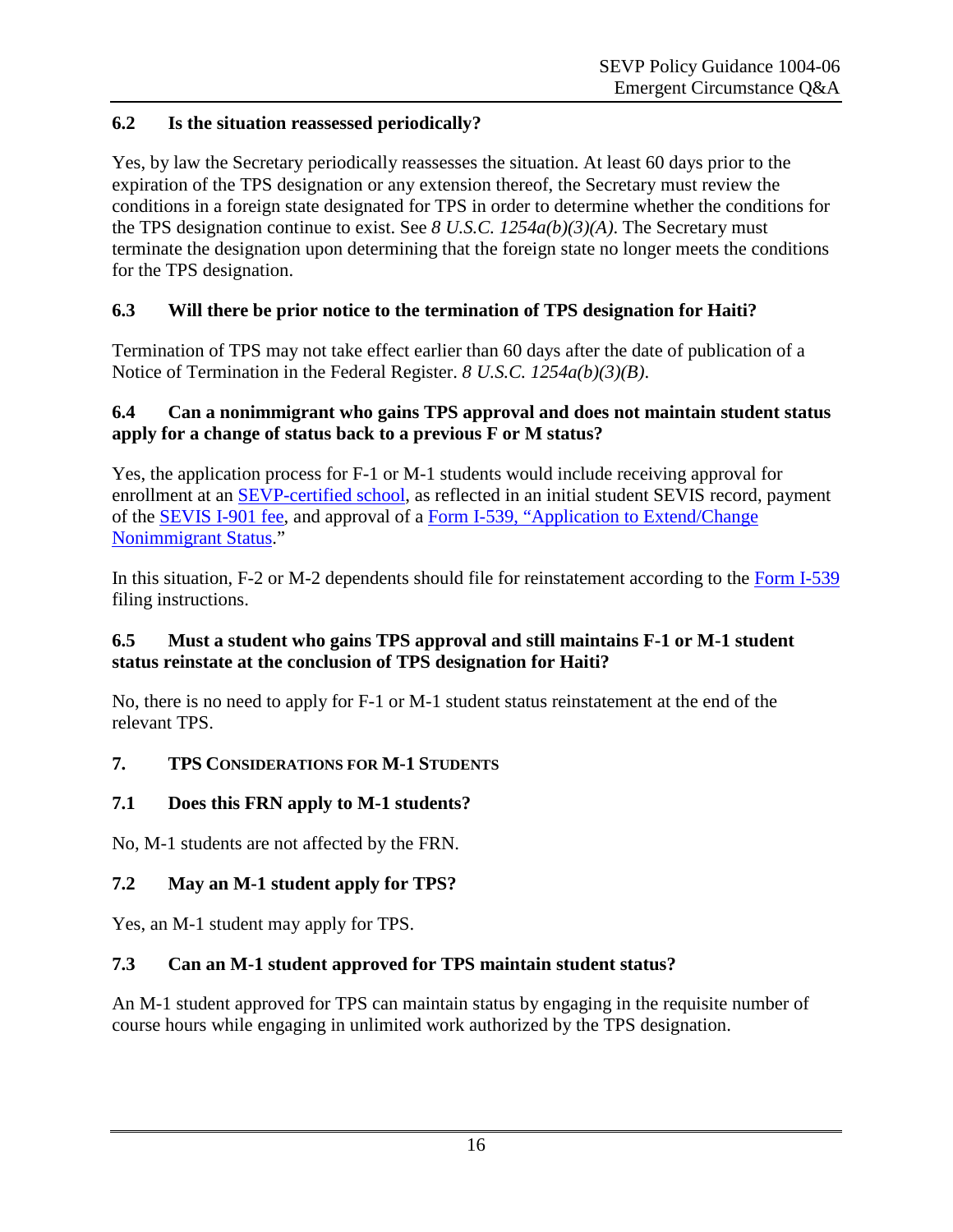### 6.2 Is the situation reassessed periodically?

Yes, by law the Secretary periodically reassesses the situation. At least 60 days prior to the expiration of the TPS designation or any extension thereof, the Secretary must review the conditions in a foreign state designated for TPS in order to determine whether the conditions for the TPS designation continue to exist. See *8 U.S.C. 1254a(b)(3)(A)*. The Secretary must terminate the designation upon determining that the foreign state no longer meets the conditions for the TPS designation.

### 6.3 Will there be prior notice to the termination of TPS designation for Haiti?

Termination of TPS may not take effect earlier than 60 days after the date of publication of a Notice of Termination in the Federal Register. *8 U.S.C. 1254a(b)(3)(B)*.

### 6.4 Can a nonimmigrant who gains TPS approval and does not maintain student status apply for a change of status back to a previous F or M status?

Yes, the application process for F-1 or M-1 students would include receiving approval for enrollment at an SEVP-certified school, as reflected in an initial student SEVIS record, payment of the SEVIS I-901 fee, and approval of a Form I-539, "Application to Extend/Change Nonimmigrant Status."

In this situation, F-2 or M-2 dependents should file for reinstatement according to the Form I-539 filing instructions.

### 6.5 Must a student who gains TPS approval and still maintains F-1 or M-1 student status reinstate at the conclusion of TPS designation for Haiti?

No, there is no need to apply for F-1 or M-1 student status reinstatement at the end of the relevant TPS.

## 7. TPS Considerations for M-1 Students

### 7.1 Does this FRN apply to M-1 students?

No, M-1 students are not affected by the FRN.

### 7.2 May an M-1 student apply for TPS?

Yes, an M-1 student may apply for TPS.

### 7.3 Can an M-1 student approved for TPS maintain student status?

An M-1 student approved for TPS can maintain status by engaging in the requisite number of course hours while engaging in unlimited work authorized by the TPS designation.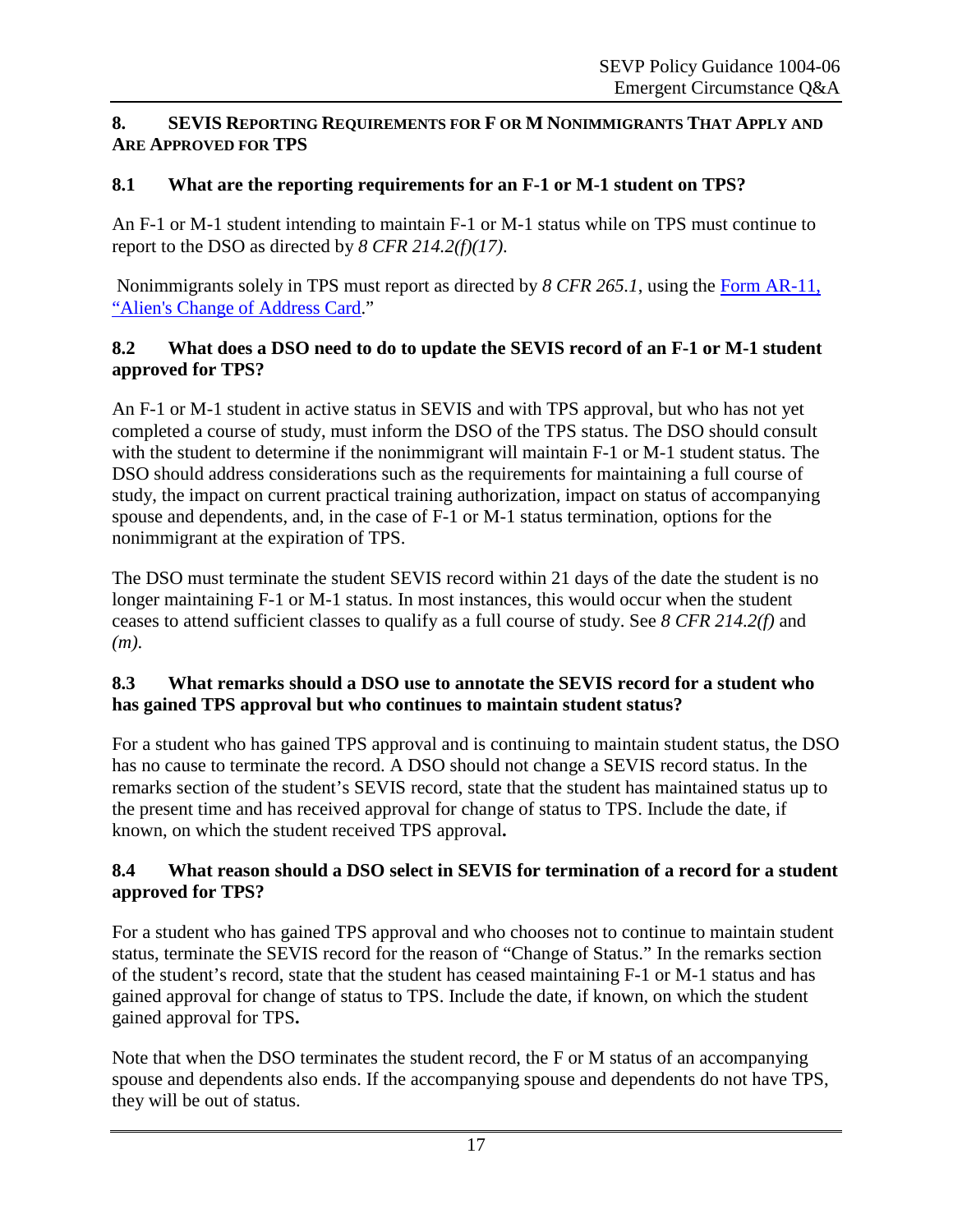## 8. SEVIS Reporting Requirements for F or M Nonimmigrants That Apply and Are Approved for TPS

### 8.1 What are the reporting requirements for an F-1 or M-1 student on TPS?

An F-1 or M-1 student intending to maintain F-1 or M-1 status while on TPS must continue to report to the DSO as directed by *8 CFR 214.2(f)(17)*.

Nonimmigrants solely in TPS must report as directed by *8 CFR 265.1*, using the [Form AR-11, "Alien's Change of Address Card](Form AR-11, "Alien's Change of Address Card)."

### 8.2 What does a DSO need to do to update the SEVIS record of an F-1 or M-1 student approved for TPS?

An F-1 or M-1 student in active status in SEVIS and with TPS approval, but who has not yet completed a course of study, must inform the DSO of the TPS status. The DSO should consult with the student to determine if the nonimmigrant will maintain F-1 or M-1 student status. The DSO should address considerations such as the requirements for maintaining a full course of study, the impact on current practical training authorization, impact on status of accompanying spouse and dependents, and, in the case of F-1 or M-1 status termination, options for the nonimmigrant at the expiration of TPS.

The DSO must terminate the student SEVIS record within 21 days of the date the student is no longer maintaining F-1 or M-1 status. In most instances, this would occur when the student ceases to attend sufficient classes to qualify as a full course of study. See *8 CFR 214.2(f)* and *(m)*.

### 8.3 What remarks should a DSO use to annotate the SEVIS record for a student who has gained TPS approval but who continues to maintain student status?

For a student who has gained TPS approval and is continuing to maintain student status, the DSO has no cause to terminate the record. A DSO should not change a SEVIS record status. In the remarks section of the student's SEVIS record, state that the student has maintained status up to the present time and has received approval for change of status to TPS. Include the date, if known, on which the student received TPS approval**.**

### 8.4 What reason should a DSO select in SEVIS for termination of a record for a student approved for TPS?

For a student who has gained TPS approval and who chooses not to continue to maintain student status, terminate the SEVIS record for the reason of "Change of Status." In the remarks section of the student's record, state that the student has ceased maintaining F-1 or M-1 status and has gained approval for change of status to TPS. Include the date, if known, on which the student gained approval for TPS**.**

Note that when the DSO terminates the student record, the F or M status of an accompanying spouse and dependents also ends. If the accompanying spouse and dependents do not have TPS, they will be out of status.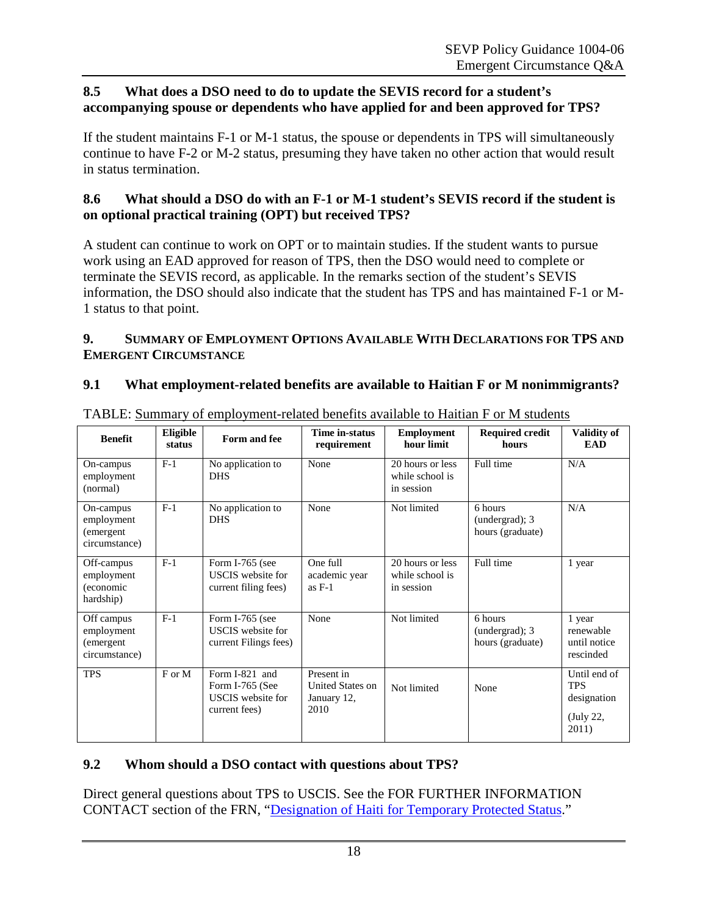### 8.5 What does a DSO need to do to update the SEVIS record for a student's accompanying spouse or dependents who have applied for and been approved for TPS?

If the student maintains F-1 or M-1 status, the spouse or dependents in TPS will simultaneously continue to have F-2 or M-2 status, presuming they have taken no other action that would result in status termination.

### 8.6 What should a DSO do with an F-1 or M-1 student's SEVIS record if the student is on optional practical training (OPT) but received TPS?

A student can continue to work on OPT or to maintain studies. If the student wants to pursue work using an EAD approved for reason of TPS, then the DSO would need to complete or terminate the SEVIS record, as applicable. In the remarks section of the student's SEVIS information, the DSO should also indicate that the student has TPS and has maintained F-1 or M-1 status to that point.

## 9. Summary of Employment Options Available With Declarations for TPS and Emergent Circumstance

### 9.1 What employment-related benefits are available to Haitian F or M nonimmigrants?

TABLE: Summary of employment-related benefits available to Haitian F or M students

| Benefit | Eligible status | Form and fee | Time in-status requirement | Employment hour limit | Required credit hours | Validity of EAD |
|---|---|---|---|---|---|---|
| On-campus employment (normal) | F-1 | No application to DHS | None | 20 hours or less while school is in session | Full time | N/A |
| On-campus employment (emergent circumstance) | F-1 | No application to DHS | None | Not limited | 6 hours (undergrad); 3 hours (graduate) | N/A |
| Off-campus employment (economic hardship) | F-1 | Form I-765 (see USCIS website for current filing fees) | One full academic year as F-1 | 20 hours or less while school is in session | Full time | 1 year |
| Off campus employment (emergent circumstance) | F-1 | Form I-765 (see USCIS website for current Filings fees) | None | Not limited | 6 hours (undergrad); 3 hours (graduate) | 1 year renewable until notice rescinded |
| TPS | F or M | Form I-821 and Form I-765 (See USCIS website for current fees) | Present in United States on January 12, 2010 | Not limited | None | Until end of TPS designation (July 22, 2011) |

### 9.2 Whom should a DSO contact with questions about TPS?

Direct general questions about TPS to USCIS. See the FOR FURTHER INFORMATION CONTACT section of the FRN, "Designation of Haiti for Temporary Protected Status."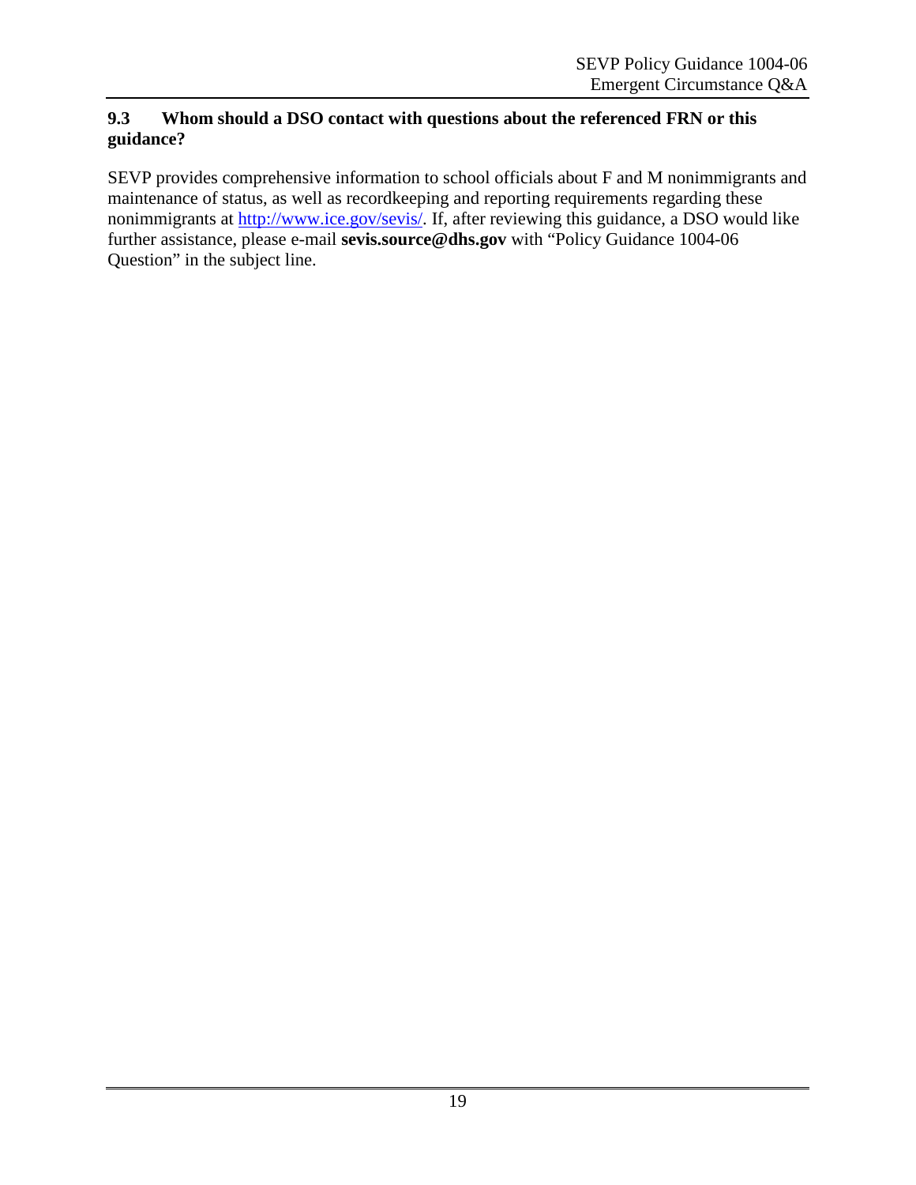### 9.3 Whom should a DSO contact with questions about the referenced FRN or this guidance?

SEVP provides comprehensive information to school officials about F and M nonimmigrants and maintenance of status, as well as recordkeeping and reporting requirements regarding these nonimmigrants at [http://www.ice.gov/sevis/](http://www.ice.gov/sevis/). If, after reviewing this guidance, a DSO would like further assistance, please e-mail **sevis.source@dhs.gov** with "Policy Guidance 1004-06 Question" in the subject line.